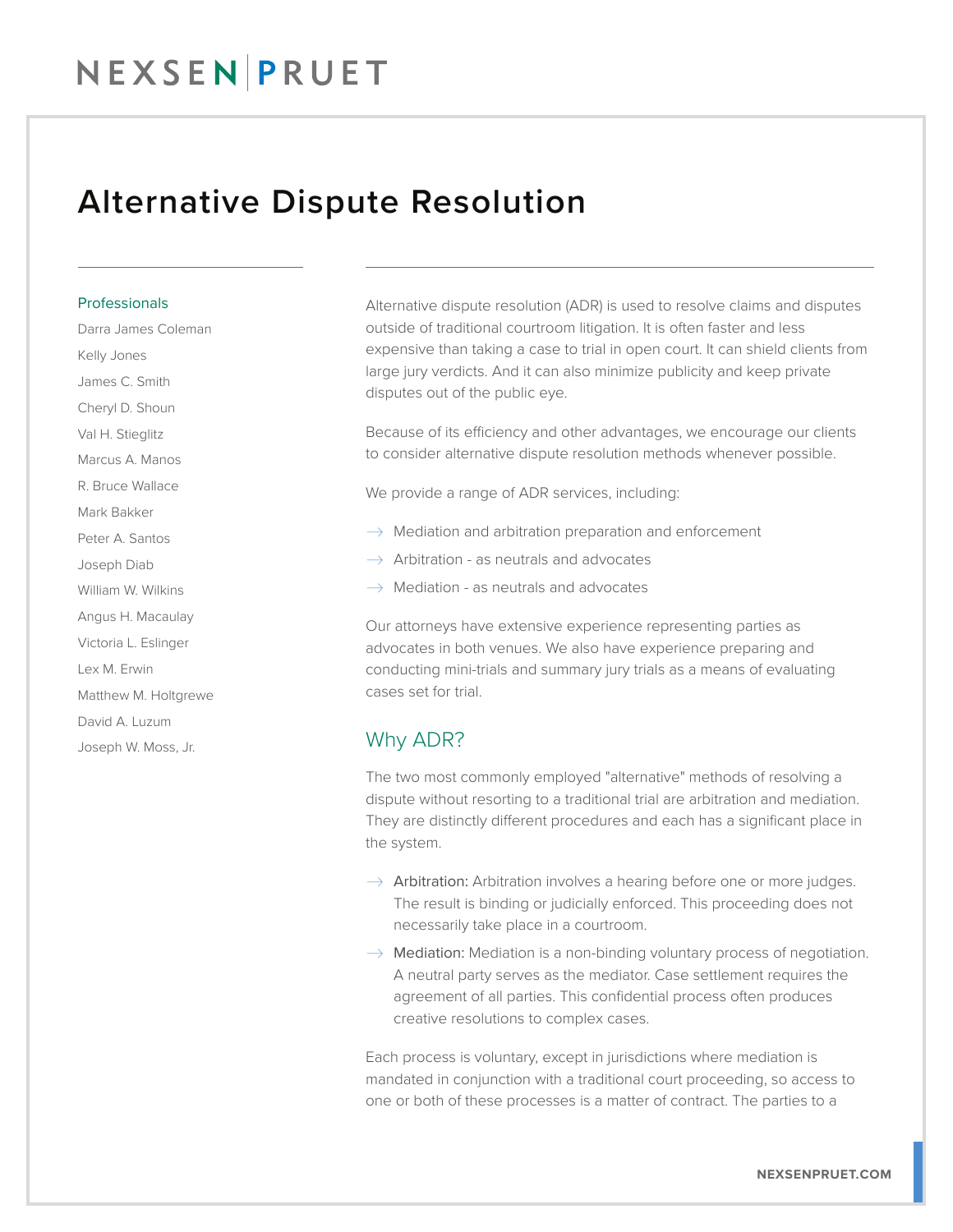# Alternative Dispute Resolution

## Professionals

Darra James Coleman
Kelly Jones
James C. Smith
Cheryl D. Shoun
Val H. Stieglitz
Marcus A. Manos
R. Bruce Wallace
Mark Bakker
Peter A. Santos
Joseph Diab
William W. Wilkins
Angus H. Macaulay
Victoria L. Eslinger
Lex M. Erwin
Matthew M. Holtgrewe
David A. Luzum
Joseph W. Moss, Jr.

Alternative dispute resolution (ADR) is used to resolve claims and disputes outside of traditional courtroom litigation. It is often faster and less expensive than taking a case to trial in open court. It can shield clients from large jury verdicts. And it can also minimize publicity and keep private disputes out of the public eye.

Because of its efficiency and other advantages, we encourage our clients to consider alternative dispute resolution methods whenever possible.

We provide a range of ADR services, including:

- Mediation and arbitration preparation and enforcement
- Arbitration - as neutrals and advocates
- Mediation - as neutrals and advocates

Our attorneys have extensive experience representing parties as advocates in both venues. We also have experience preparing and conducting mini-trials and summary jury trials as a means of evaluating cases set for trial.

## Why ADR?

The two most commonly employed "alternative" methods of resolving a dispute without resorting to a traditional trial are arbitration and mediation. They are distinctly different procedures and each has a significant place in the system.

- Arbitration: Arbitration involves a hearing before one or more judges. The result is binding or judicially enforced. This proceeding does not necessarily take place in a courtroom.
- Mediation: Mediation is a non-binding voluntary process of negotiation. A neutral party serves as the mediator. Case settlement requires the agreement of all parties. This confidential process often produces creative resolutions to complex cases.

Each process is voluntary, except in jurisdictions where mediation is mandated in conjunction with a traditional court proceeding, so access to one or both of these processes is a matter of contract. The parties to a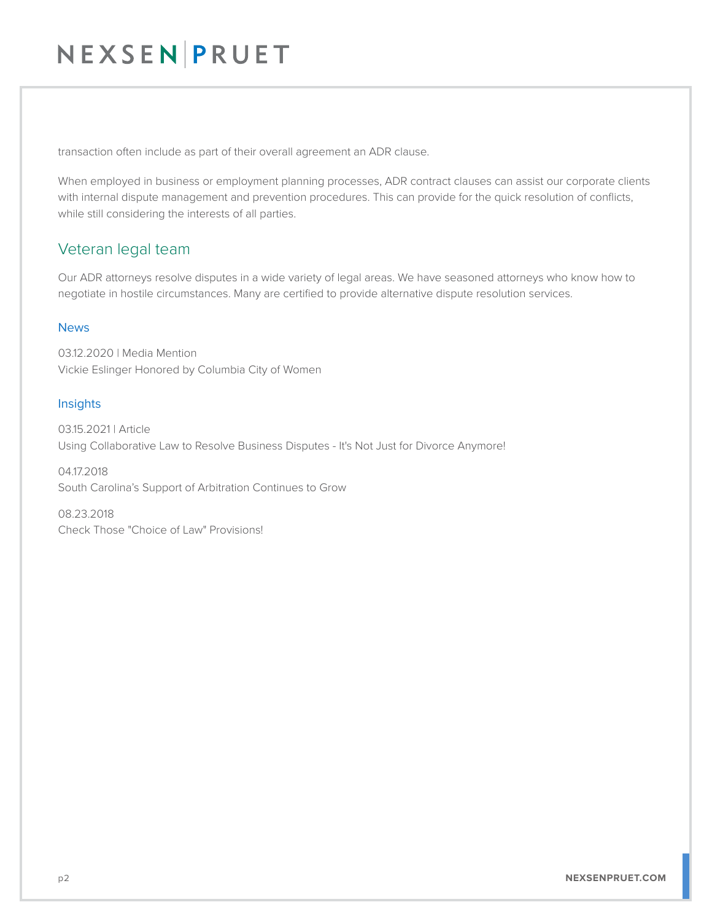transaction often include as part of their overall agreement an ADR clause.

When employed in business or employment planning processes, ADR contract clauses can assist our corporate clients with internal dispute management and prevention procedures. This can provide for the quick resolution of conflicts, while still considering the interests of all parties.

## Veteran legal team

Our ADR attorneys resolve disputes in a wide variety of legal areas. We have seasoned attorneys who know how to negotiate in hostile circumstances. Many are certified to provide alternative dispute resolution services.

### News

03.12.2020 | Media Mention
Vickie Eslinger Honored by Columbia City of Women

### Insights

03.15.2021 | Article
Using Collaborative Law to Resolve Business Disputes - It's Not Just for Divorce Anymore!

04.17.2018
South Carolina's Support of Arbitration Continues to Grow

08.23.2018
Check Those "Choice of Law" Provisions!